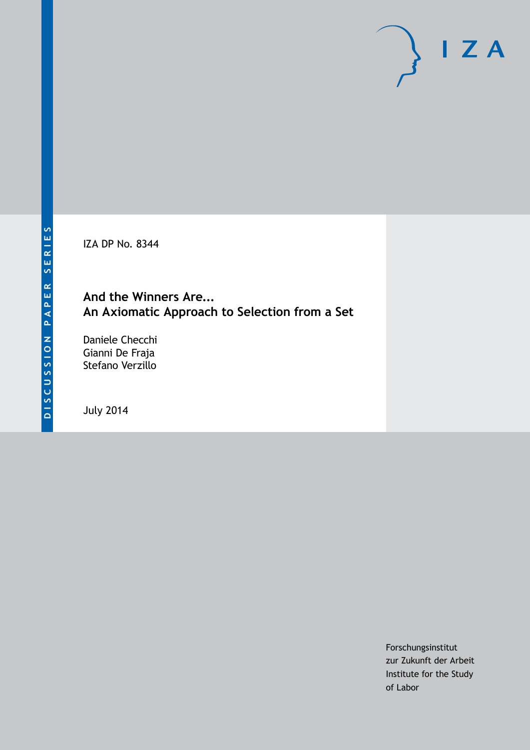DISCUSSION PAPER SERIES

IZA DP No. 8344

# And the Winners Are...
# An Axiomatic Approach to Selection from a Set

Daniele Checchi
Gianni De Fraja
Stefano Verzillo

July 2014

Forschungsinstitut
zur Zukunft der Arbeit
Institute for the Study
of Labor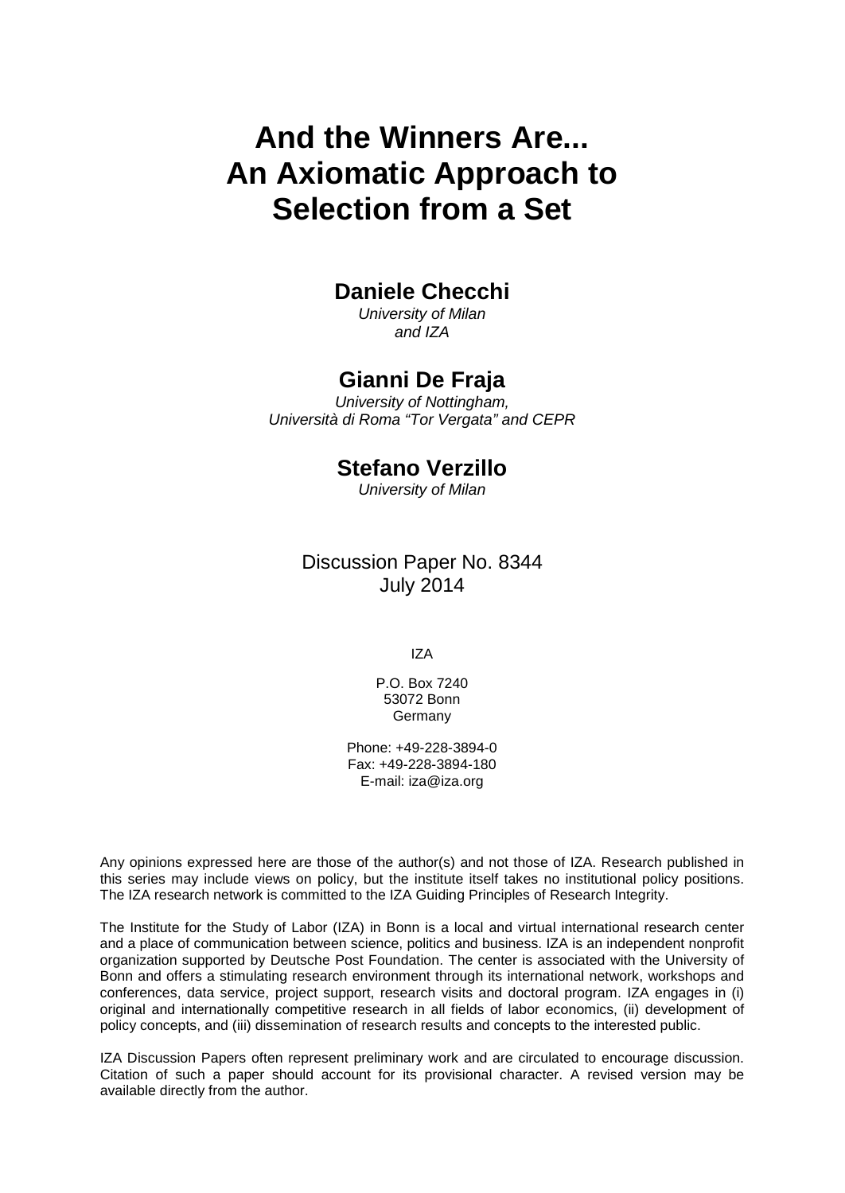# And the Winners Are... An Axiomatic Approach to Selection from a Set

## Daniele Checchi

*University of Milan and IZA*

## Gianni De Fraja

*University of Nottingham, Università di Roma "Tor Vergata" and CEPR*

## Stefano Verzillo

*University of Milan*

Discussion Paper No. 8344
July 2014

IZA

P.O. Box 7240
53072 Bonn
Germany

Phone: +49-228-3894-0
Fax: +49-228-3894-180
E-mail: iza@iza.org

Any opinions expressed here are those of the author(s) and not those of IZA. Research published in this series may include views on policy, but the institute itself takes no institutional policy positions. The IZA research network is committed to the IZA Guiding Principles of Research Integrity.

The Institute for the Study of Labor (IZA) in Bonn is a local and virtual international research center and a place of communication between science, politics and business. IZA is an independent nonprofit organization supported by Deutsche Post Foundation. The center is associated with the University of Bonn and offers a stimulating research environment through its international network, workshops and conferences, data service, project support, research visits and doctoral program. IZA engages in (i) original and internationally competitive research in all fields of labor economics, (ii) development of policy concepts, and (iii) dissemination of research results and concepts to the interested public.

IZA Discussion Papers often represent preliminary work and are circulated to encourage discussion. Citation of such a paper should account for its provisional character. A revised version may be available directly from the author.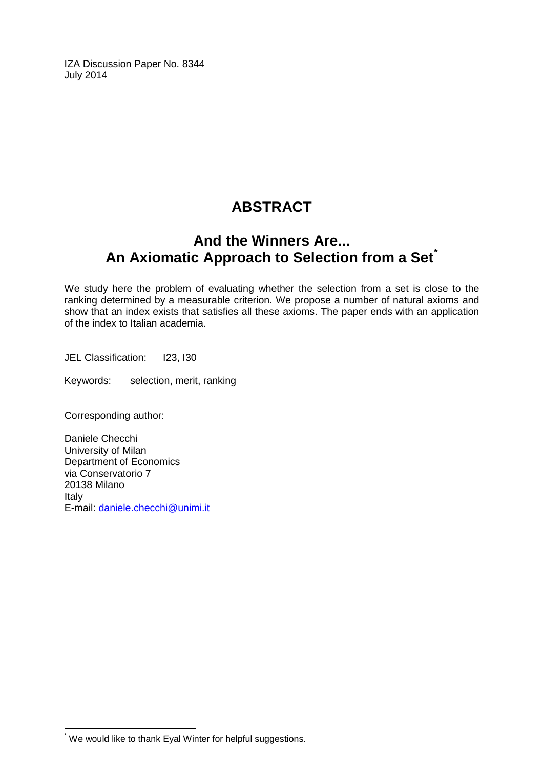IZA Discussion Paper No. 8344
July 2014

# ABSTRACT

## And the Winners Are... An Axiomatic Approach to Selection from a Set*

We study here the problem of evaluating whether the selection from a set is close to the ranking determined by a measurable criterion. We propose a number of natural axioms and show that an index exists that satisfies all these axioms. The paper ends with an application of the index to Italian academia.

JEL Classification: I23, I30

Keywords: selection, merit, ranking

Corresponding author:

Daniele Checchi
University of Milan
Department of Economics
via Conservatorio 7
20138 Milano
Italy
E-mail: daniele.checchi@unimi.it

* We would like to thank Eyal Winter for helpful suggestions.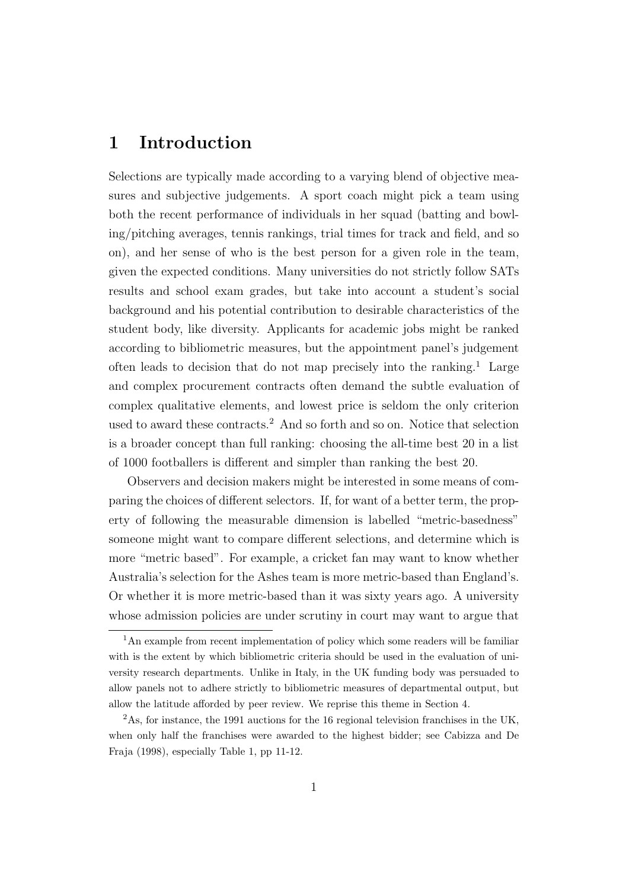# 1 Introduction

Selections are typically made according to a varying blend of objective measures and subjective judgements. A sport coach might pick a team using both the recent performance of individuals in her squad (batting and bowling/pitching averages, tennis rankings, trial times for track and field, and so on), and her sense of who is the best person for a given role in the team, given the expected conditions. Many universities do not strictly follow SATs results and school exam grades, but take into account a student's social background and his potential contribution to desirable characteristics of the student body, like diversity. Applicants for academic jobs might be ranked according to bibliometric measures, but the appointment panel's judgement often leads to decision that do not map precisely into the ranking.[1] Large and complex procurement contracts often demand the subtle evaluation of complex qualitative elements, and lowest price is seldom the only criterion used to award these contracts.[2] And so forth and so on. Notice that selection is a broader concept than full ranking: choosing the all-time best 20 in a list of 1000 footballers is different and simpler than ranking the best 20.

Observers and decision makers might be interested in some means of comparing the choices of different selectors. If, for want of a better term, the property of following the measurable dimension is labelled "metric-basedness" someone might want to compare different selections, and determine which is more "metric based". For example, a cricket fan may want to know whether Australia's selection for the Ashes team is more metric-based than England's. Or whether it is more metric-based than it was sixty years ago. A university whose admission policies are under scrutiny in court may want to argue that

[1] An example from recent implementation of policy which some readers will be familiar with is the extent by which bibliometric criteria should be used in the evaluation of university research departments. Unlike in Italy, in the UK funding body was persuaded to allow panels not to adhere strictly to bibliometric measures of departmental output, but allow the latitude afforded by peer review. We reprise this theme in Section 4.

[2] As, for instance, the 1991 auctions for the 16 regional television franchises in the UK, when only half the franchises were awarded to the highest bidder; see Cabizza and De Fraja (1998), especially Table 1, pp 11-12.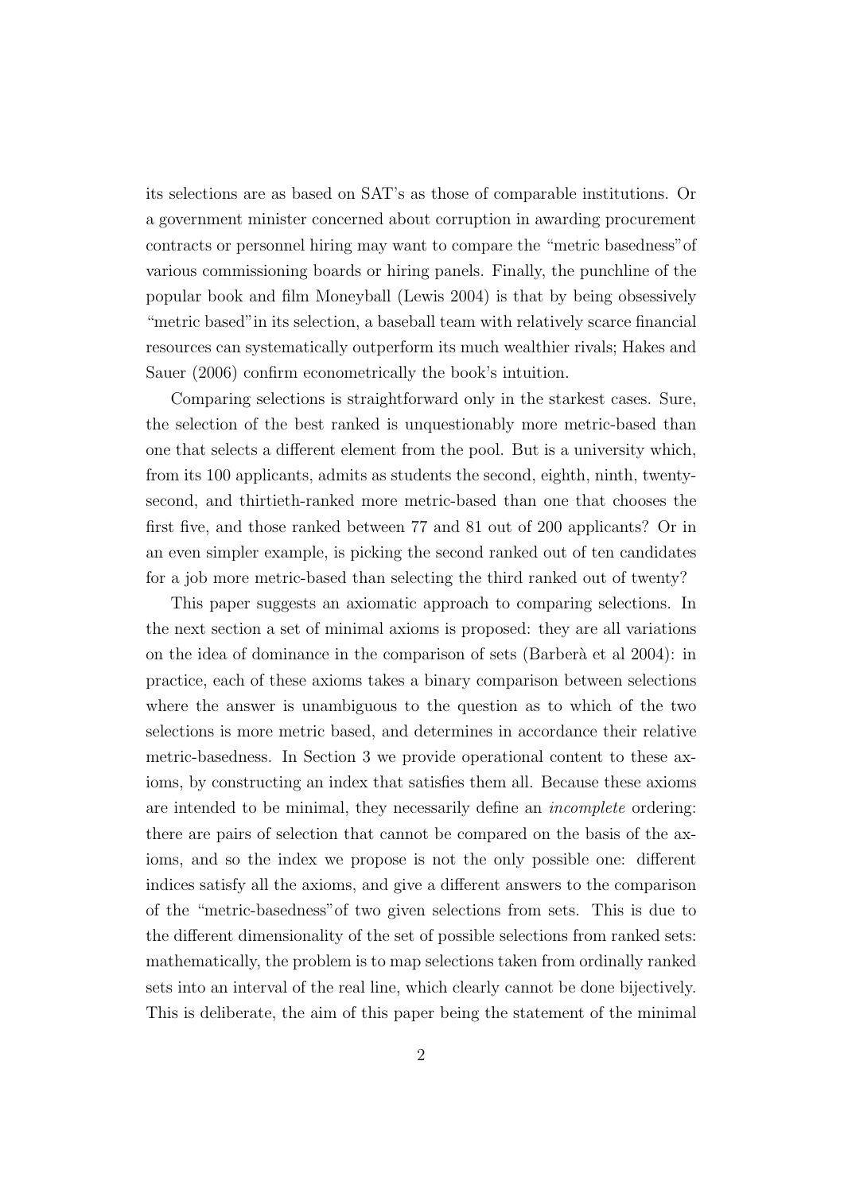its selections are as based on SAT's as those of comparable institutions. Or a government minister concerned about corruption in awarding procurement contracts or personnel hiring may want to compare the "metric basedness" of various commissioning boards or hiring panels. Finally, the punchline of the popular book and film Moneyball (Lewis 2004) is that by being obsessively "metric based" in its selection, a baseball team with relatively scarce financial resources can systematically outperform its much wealthier rivals; Hakes and Sauer (2006) confirm econometrically the book's intuition.

Comparing selections is straightforward only in the starkest cases. Sure, the selection of the best ranked is unquestionably more metric-based than one that selects a different element from the pool. But is a university which, from its 100 applicants, admits as students the second, eighth, ninth, twenty-second, and thirtieth-ranked more metric-based than one that chooses the first five, and those ranked between 77 and 81 out of 200 applicants? Or in an even simpler example, is picking the second ranked out of ten candidates for a job more metric-based than selecting the third ranked out of twenty?

This paper suggests an axiomatic approach to comparing selections. In the next section a set of minimal axioms is proposed: they are all variations on the idea of dominance in the comparison of sets (Barberà et al 2004): in practice, each of these axioms takes a binary comparison between selections where the answer is unambiguous to the question as to which of the two selections is more metric based, and determines in accordance their relative metric-basedness. In Section 3 we provide operational content to these axioms, by constructing an index that satisfies them all. Because these axioms are intended to be minimal, they necessarily define an *incomplete* ordering: there are pairs of selection that cannot be compared on the basis of the axioms, and so the index we propose is not the only possible one: different indices satisfy all the axioms, and give a different answers to the comparison of the "metric-basedness" of two given selections from sets. This is due to the different dimensionality of the set of possible selections from ranked sets: mathematically, the problem is to map selections taken from ordinally ranked sets into an interval of the real line, which clearly cannot be done bijectively. This is deliberate, the aim of this paper being the statement of the minimal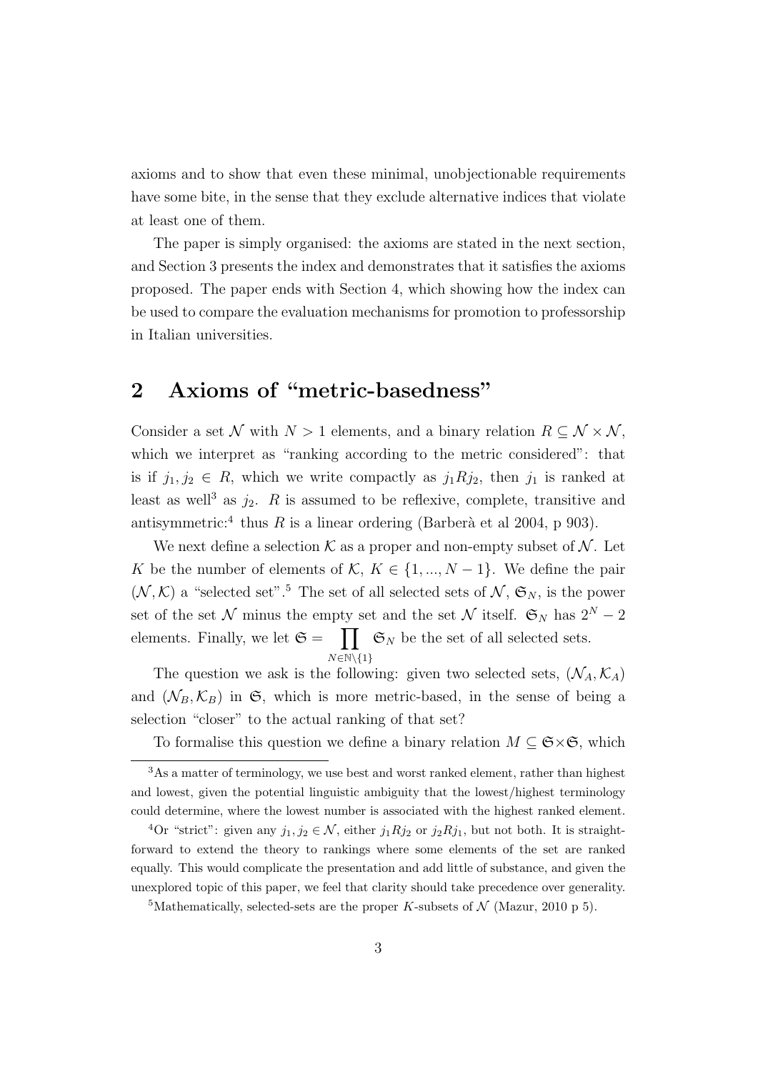axioms and to show that even these minimal, unobjectionable requirements have some bite, in the sense that they exclude alternative indices that violate at least one of them.

The paper is simply organised: the axioms are stated in the next section, and Section 3 presents the index and demonstrates that it satisfies the axioms proposed. The paper ends with Section 4, which showing how the index can be used to compare the evaluation mechanisms for promotion to professorship in Italian universities.

## 2 Axioms of "metric-basedness"

Consider a set $\mathcal{N}$ with $N > 1$ elements, and a binary relation $R \subseteq \mathcal{N} \times \mathcal{N}$, which we interpret as "ranking according to the metric considered": that is if $j_1, j_2 \in R$, which we write compactly as $j_1 R j_2$, then $j_1$ is ranked at least as well[3] as $j_2$. $R$ is assumed to be reflexive, complete, transitive and antisymmetric:[4] thus $R$ is a linear ordering (Barberà et al 2004, p 903).

We next define a selection $\mathcal{K}$ as a proper and non-empty subset of $\mathcal{N}$. Let $K$ be the number of elements of $\mathcal{K}$, $K \in \{1, ..., N-1\}$. We define the pair $(\mathcal{N}, \mathcal{K})$ a "selected set".[5] The set of all selected sets of $\mathcal{N}$, $\mathfrak{S}_N$, is the power set of the set $\mathcal{N}$ minus the empty set and the set $\mathcal{N}$ itself. $\mathfrak{S}_N$ has $2^N - 2$ elements. Finally, we let $\mathfrak{S} = \prod_{N \in \mathbb{N} \setminus \{1\}} \mathfrak{S}_N$ be the set of all selected sets.

The question we ask is the following: given two selected sets, $(\mathcal{N}_A, \mathcal{K}_A)$ and $(\mathcal{N}_B, \mathcal{K}_B)$ in $\mathfrak{S}$, which is more metric-based, in the sense of being a selection "closer" to the actual ranking of that set?

To formalise this question we define a binary relation $M \subseteq \mathfrak{S} \times \mathfrak{S}$, which

[3] As a matter of terminology, we use best and worst ranked element, rather than highest and lowest, given the potential linguistic ambiguity that the lowest/highest terminology could determine, where the lowest number is associated with the highest ranked element.

[4] Or "strict": given any $j_1, j_2 \in \mathcal{N}$, either $j_1 R j_2$ or $j_2 R j_1$, but not both. It is straightforward to extend the theory to rankings where some elements of the set are ranked equally. This would complicate the presentation and add little of substance, and given the unexplored topic of this paper, we feel that clarity should take precedence over generality.

[5] Mathematically, selected-sets are the proper $K$-subsets of $\mathcal{N}$ (Mazur, 2010 p 5).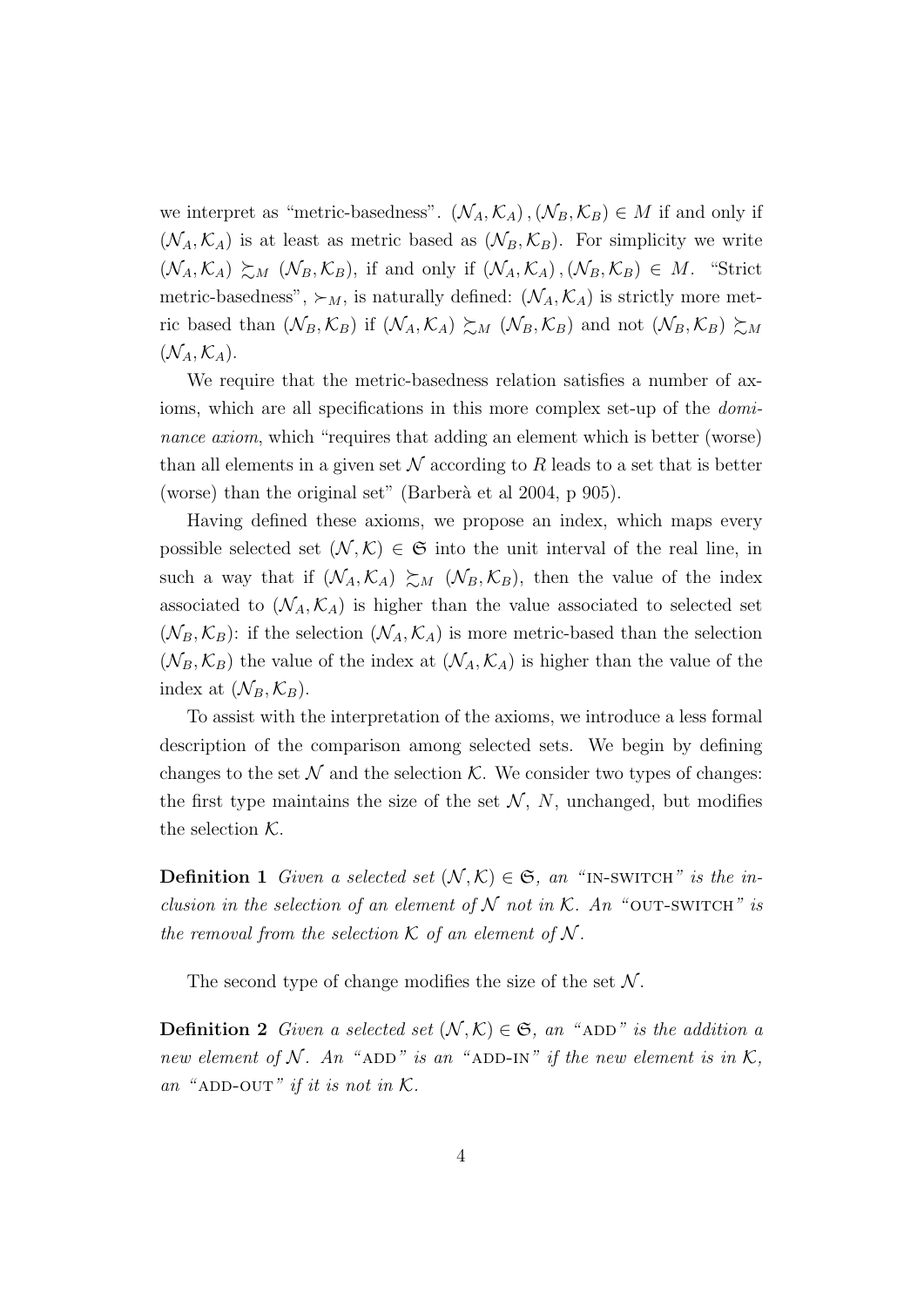we interpret as "metric-basedness". $(\mathcal{N}_A, \mathcal{K}_A), (\mathcal{N}_B, \mathcal{K}_B) \in M$ if and only if $(\mathcal{N}_A, \mathcal{K}_A)$ is at least as metric based as $(\mathcal{N}_B, \mathcal{K}_B)$. For simplicity we write $(\mathcal{N}_A, \mathcal{K}_A) \succsim_M (\mathcal{N}_B, \mathcal{K}_B)$, if and only if $(\mathcal{N}_A, \mathcal{K}_A), (\mathcal{N}_B, \mathcal{K}_B) \in M$. "Strict metric-basedness", $\succ_M$, is naturally defined: $(\mathcal{N}_A, \mathcal{K}_A)$ is strictly more metric based than $(\mathcal{N}_B, \mathcal{K}_B)$ if $(\mathcal{N}_A, \mathcal{K}_A) \succsim_M (\mathcal{N}_B, \mathcal{K}_B)$ and not $(\mathcal{N}_B, \mathcal{K}_B) \succsim_M (\mathcal{N}_A, \mathcal{K}_A)$.

We require that the metric-basedness relation satisfies a number of axioms, which are all specifications in this more complex set-up of the *dominance axiom*, which "requires that adding an element which is better (worse) than all elements in a given set $\mathcal{N}$ according to $R$ leads to a set that is better (worse) than the original set" (Barberà et al 2004, p 905).

Having defined these axioms, we propose an index, which maps every possible selected set $(\mathcal{N}, \mathcal{K}) \in \mathfrak{S}$ into the unit interval of the real line, in such a way that if $(\mathcal{N}_A, \mathcal{K}_A) \succsim_M (\mathcal{N}_B, \mathcal{K}_B)$, then the value of the index associated to $(\mathcal{N}_A, \mathcal{K}_A)$ is higher than the value associated to selected set $(\mathcal{N}_B, \mathcal{K}_B)$: if the selection $(\mathcal{N}_A, \mathcal{K}_A)$ is more metric-based than the selection $(\mathcal{N}_B, \mathcal{K}_B)$ the value of the index at $(\mathcal{N}_A, \mathcal{K}_A)$ is higher than the value of the index at $(\mathcal{N}_B, \mathcal{K}_B)$.

To assist with the interpretation of the axioms, we introduce a less formal description of the comparison among selected sets. We begin by defining changes to the set $\mathcal{N}$ and the selection $\mathcal{K}$. We consider two types of changes: the first type maintains the size of the set $\mathcal{N}$, $N$, unchanged, but modifies the selection $\mathcal{K}$.

**Definition 1** *Given a selected set $(\mathcal{N}, \mathcal{K}) \in \mathfrak{S}$, an "IN-SWITCH" is the inclusion in the selection of an element of $\mathcal{N}$ not in $\mathcal{K}$. An "OUT-SWITCH" is the removal from the selection $\mathcal{K}$ of an element of $\mathcal{N}$.*

The second type of change modifies the size of the set $\mathcal{N}$.

**Definition 2** *Given a selected set $(\mathcal{N}, \mathcal{K}) \in \mathfrak{S}$, an "ADD" is the addition a new element of $\mathcal{N}$. An "ADD" is an "ADD-IN" if the new element is in $\mathcal{K}$, an "ADD-OUT" if it is not in $\mathcal{K}$.*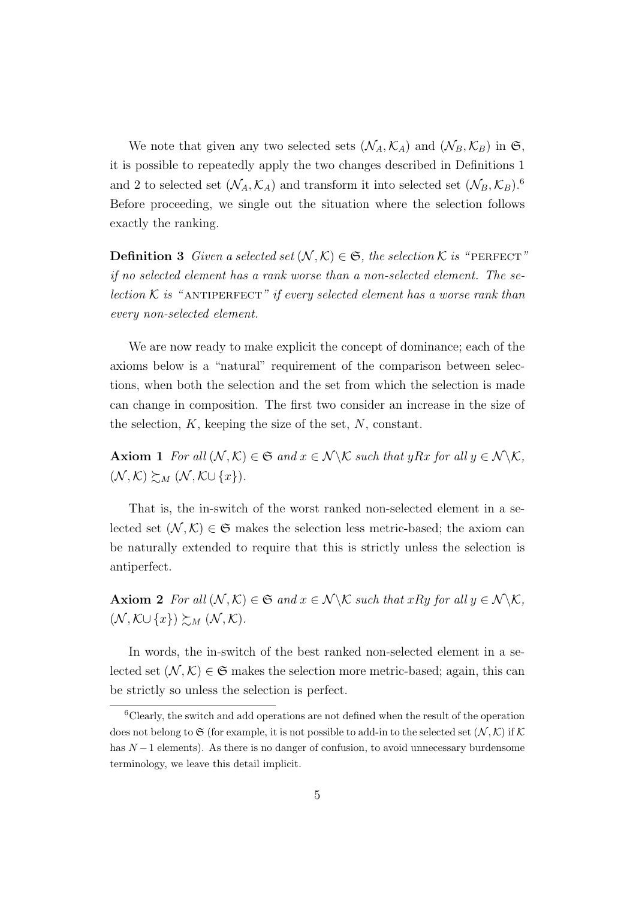We note that given any two selected sets $(\mathcal{N}_A, \mathcal{K}_A)$ and $(\mathcal{N}_B, \mathcal{K}_B)$ in $\mathfrak{S}$, it is possible to repeatedly apply the two changes described in Definitions 1 and 2 to selected set $(\mathcal{N}_A, \mathcal{K}_A)$ and transform it into selected set $(\mathcal{N}_B, \mathcal{K}_B)$.[6] Before proceeding, we single out the situation where the selection follows exactly the ranking.

**Definition 3** *Given a selected set $(\mathcal{N}, \mathcal{K}) \in \mathfrak{S}$, the selection $\mathcal{K}$ is "PERFECT" if no selected element has a rank worse than a non-selected element. The selection $\mathcal{K}$ is "ANTIPERFECT" if every selected element has a worse rank than every non-selected element.*

We are now ready to make explicit the concept of dominance; each of the axioms below is a "natural" requirement of the comparison between selections, when both the selection and the set from which the selection is made can change in composition. The first two consider an increase in the size of the selection, $K$, keeping the size of the set, $N$, constant.

**Axiom 1** *For all $(\mathcal{N}, \mathcal{K}) \in \mathfrak{S}$ and $x \in \mathcal{N} \backslash \mathcal{K}$ such that $yRx$ for all $y \in \mathcal{N} \backslash \mathcal{K}$, $(\mathcal{N}, \mathcal{K}) \succsim_M (\mathcal{N}, \mathcal{K} \cup \{x\})$.*

That is, the in-switch of the worst ranked non-selected element in a selected set $(\mathcal{N}, \mathcal{K}) \in \mathfrak{S}$ makes the selection less metric-based; the axiom can be naturally extended to require that this is strictly unless the selection is antiperfect.

**Axiom 2** *For all $(\mathcal{N}, \mathcal{K}) \in \mathfrak{S}$ and $x \in \mathcal{N} \backslash \mathcal{K}$ such that $xRy$ for all $y \in \mathcal{N} \backslash \mathcal{K}$, $(\mathcal{N}, \mathcal{K} \cup \{x\}) \succsim_M (\mathcal{N}, \mathcal{K})$.*

In words, the in-switch of the best ranked non-selected element in a selected set $(\mathcal{N}, \mathcal{K}) \in \mathfrak{S}$ makes the selection more metric-based; again, this can be strictly so unless the selection is perfect.

[6] Clearly, the switch and add operations are not defined when the result of the operation does not belong to $\mathfrak{S}$ (for example, it is not possible to add-in to the selected set $(\mathcal{N}, \mathcal{K})$ if $\mathcal{K}$ has $N-1$ elements). As there is no danger of confusion, to avoid unnecessary burdensome terminology, we leave this detail implicit.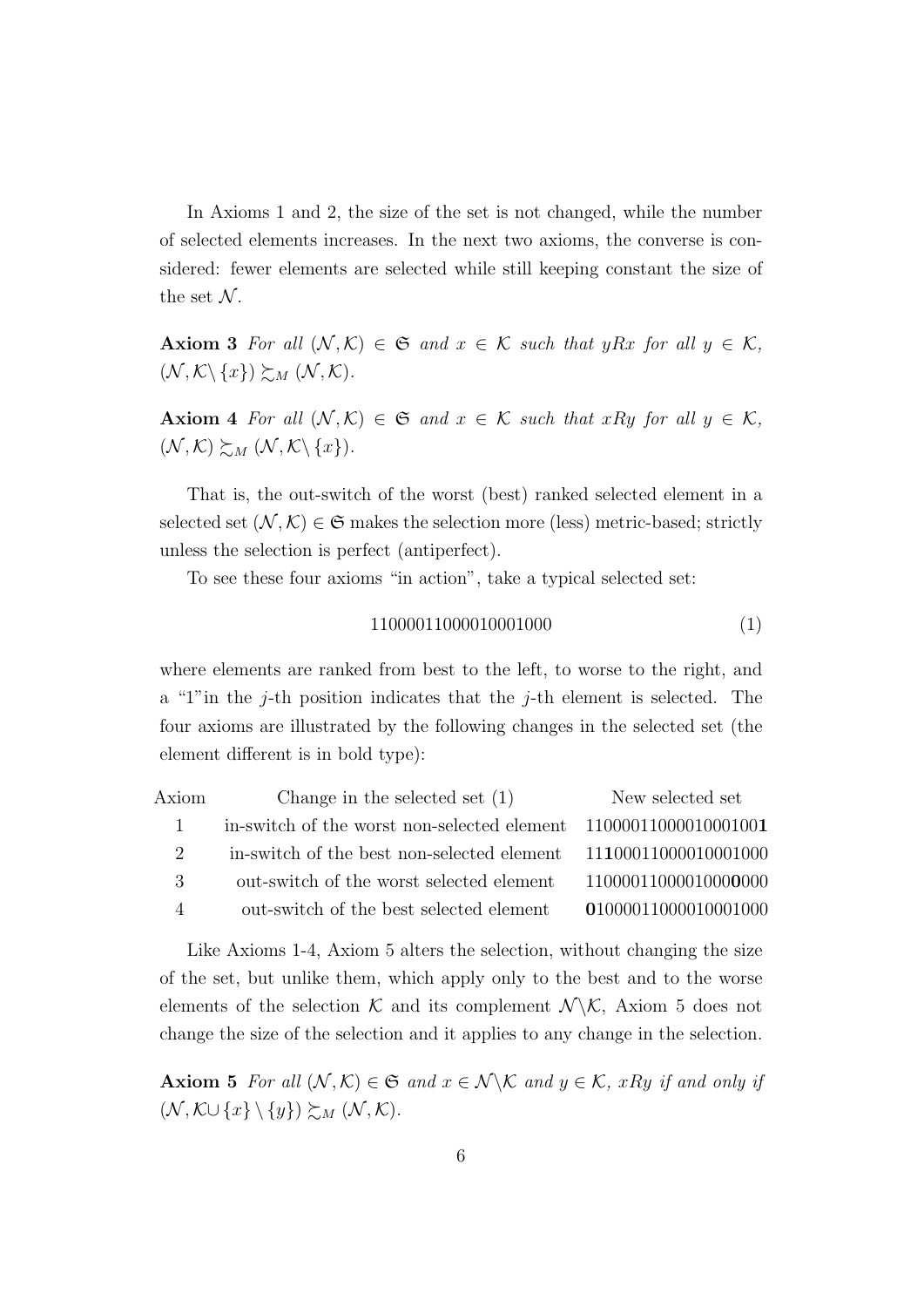In Axioms 1 and 2, the size of the set is not changed, while the number of selected elements increases. In the next two axioms, the converse is considered: fewer elements are selected while still keeping constant the size of the set $\mathcal{N}$.

**Axiom 3** *For all* $(\mathcal{N},\mathcal{K}) \in \mathfrak{S}$ *and* $x \in \mathcal{K}$ *such that* $yRx$ *for all* $y \in \mathcal{K}$*,* $(\mathcal{N},\mathcal{K}\setminus\{x\}) \succsim_M (\mathcal{N},\mathcal{K})$.

**Axiom 4** *For all* $(\mathcal{N},\mathcal{K}) \in \mathfrak{S}$ *and* $x \in \mathcal{K}$ *such that* $xRy$ *for all* $y \in \mathcal{K}$*,* $(\mathcal{N},\mathcal{K}) \succsim_M (\mathcal{N},\mathcal{K}\setminus\{x\})$.

That is, the out-switch of the worst (best) ranked selected element in a selected set $(\mathcal{N},\mathcal{K}) \in \mathfrak{S}$ makes the selection more (less) metric-based; strictly unless the selection is perfect (antiperfect).

To see these four axioms "in action", take a typical selected set:

$$11000011000010001000 \qquad (1)$$

where elements are ranked from best to the left, to worse to the right, and a "1" in the $j$-th position indicates that the $j$-th element is selected. The four axioms are illustrated by the following changes in the selected set (the element different is in bold type):

| Axiom | Change in the selected set (1) | New selected set |
|---|---|---|
| 1 | in-switch of the worst non-selected element | 1100001100001000100**1** |
| 2 | in-switch of the best non-selected element | 11**1**00011000010001000 |
| 3 | out-switch of the worst selected element | 1100001100001000**0**000 |
| 4 | out-switch of the best selected element | **0**1000011000010001000 |

Like Axioms 1-4, Axiom 5 alters the selection, without changing the size of the set, but unlike them, which apply only to the best and to the worse elements of the selection $\mathcal{K}$ and its complement $\mathcal{N}\setminus\mathcal{K}$, Axiom 5 does not change the size of the selection and it applies to any change in the selection.

**Axiom 5** *For all* $(\mathcal{N},\mathcal{K}) \in \mathfrak{S}$ *and* $x \in \mathcal{N}\setminus\mathcal{K}$ *and* $y \in \mathcal{K}$*,* $xRy$ *if and only if* $(\mathcal{N},\mathcal{K}\cup\{x\}\setminus\{y\}) \succsim_M (\mathcal{N},\mathcal{K})$.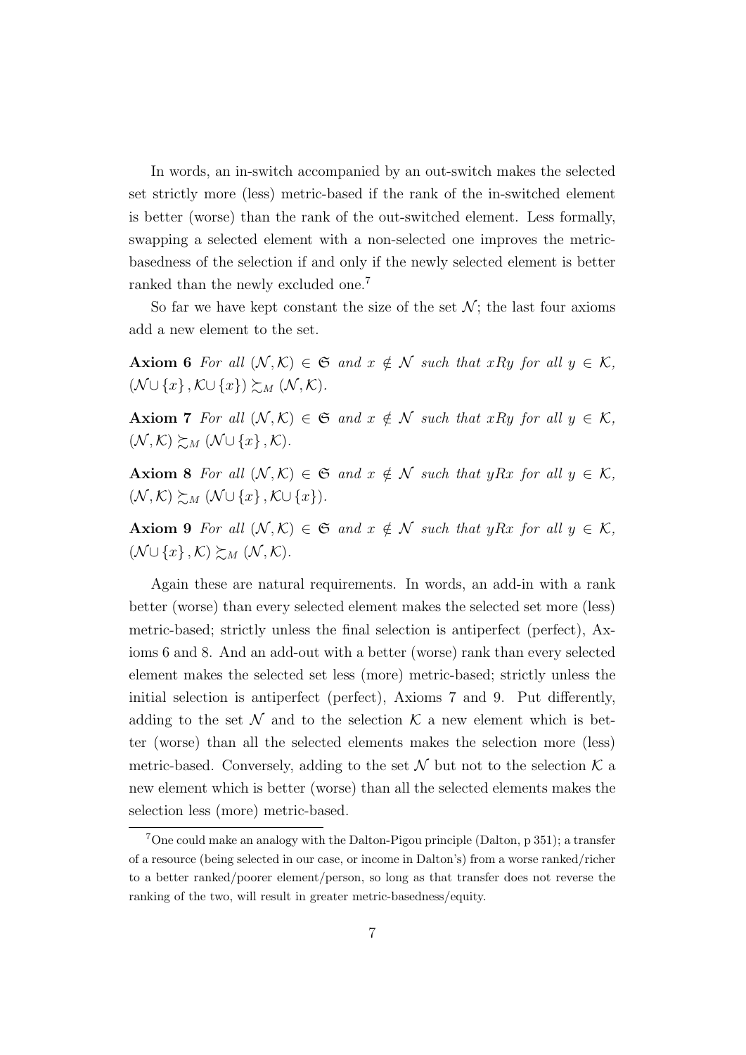In words, an in-switch accompanied by an out-switch makes the selected set strictly more (less) metric-based if the rank of the in-switched element is better (worse) than the rank of the out-switched element. Less formally, swapping a selected element with a non-selected one improves the metric-basedness of the selection if and only if the newly selected element is better ranked than the newly excluded one.[7]

So far we have kept constant the size of the set $\mathcal{N}$; the last four axioms add a new element to the set.

**Axiom 6** *For all* $(\mathcal{N}, \mathcal{K}) \in \mathfrak{S}$ *and* $x \notin \mathcal{N}$ *such that* $xRy$ *for all* $y \in \mathcal{K}$, $(\mathcal{N} \cup \{x\}, \mathcal{K} \cup \{x\}) \succsim_M (\mathcal{N}, \mathcal{K})$.

**Axiom 7** *For all* $(\mathcal{N}, \mathcal{K}) \in \mathfrak{S}$ *and* $x \notin \mathcal{N}$ *such that* $xRy$ *for all* $y \in \mathcal{K}$, $(\mathcal{N}, \mathcal{K}) \succsim_M (\mathcal{N} \cup \{x\}, \mathcal{K})$.

**Axiom 8** *For all* $(\mathcal{N}, \mathcal{K}) \in \mathfrak{S}$ *and* $x \notin \mathcal{N}$ *such that* $yRx$ *for all* $y \in \mathcal{K}$, $(\mathcal{N}, \mathcal{K}) \succsim_M (\mathcal{N} \cup \{x\}, \mathcal{K} \cup \{x\})$.

**Axiom 9** *For all* $(\mathcal{N}, \mathcal{K}) \in \mathfrak{S}$ *and* $x \notin \mathcal{N}$ *such that* $yRx$ *for all* $y \in \mathcal{K}$, $(\mathcal{N} \cup \{x\}, \mathcal{K}) \succsim_M (\mathcal{N}, \mathcal{K})$.

Again these are natural requirements. In words, an add-in with a rank better (worse) than every selected element makes the selected set more (less) metric-based; strictly unless the final selection is antiperfect (perfect), Axioms 6 and 8. And an add-out with a better (worse) rank than every selected element makes the selected set less (more) metric-based; strictly unless the initial selection is antiperfect (perfect), Axioms 7 and 9. Put differently, adding to the set $\mathcal{N}$ and to the selection $\mathcal{K}$ a new element which is better (worse) than all the selected elements makes the selection more (less) metric-based. Conversely, adding to the set $\mathcal{N}$ but not to the selection $\mathcal{K}$ a new element which is better (worse) than all the selected elements makes the selection less (more) metric-based.

---

[7] One could make an analogy with the Dalton-Pigou principle (Dalton, p 351); a transfer of a resource (being selected in our case, or income in Dalton's) from a worse ranked/richer to a better ranked/poorer element/person, so long as that transfer does not reverse the ranking of the two, will result in greater metric-basedness/equity.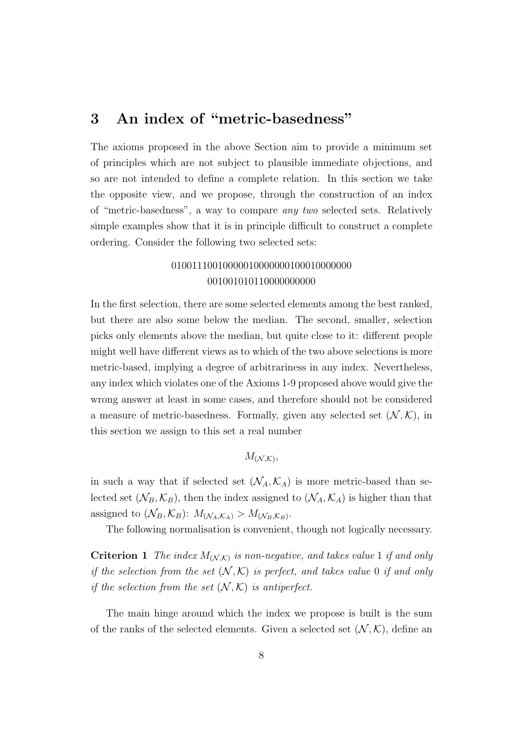## 3 An index of "metric-basedness"

The axioms proposed in the above Section aim to provide a minimum set of principles which are not subject to plausible immediate objections, and so are not intended to define a complete relation. In this section we take the opposite view, and we propose, through the construction of an index of "metric-basedness", a way to compare *any two* selected sets. Relatively simple examples show that it is in principle difficult to construct a complete ordering. Consider the following two selected sets:

$$
\begin{array}{c}
0100111001000001000000010001000000 0\\
001001010110000000000
\end{array}
$$

In the first selection, there are some selected elements among the best ranked, but there are also some below the median. The second, smaller, selection picks only elements above the median, but quite close to it: different people might well have different views as to which of the two above selections is more metric-based, implying a degree of arbitrariness in any index. Nevertheless, any index which violates one of the Axioms 1-9 proposed above would give the wrong answer at least in some cases, and therefore should not be considered a measure of metric-basedness. Formally, given any selected set $(\mathcal{N}, \mathcal{K})$, in this section we assign to this set a real number

$$M_{(\mathcal{N},\mathcal{K})},$$

in such a way that if selected set $(\mathcal{N}_A, \mathcal{K}_A)$ is more metric-based than selected set $(\mathcal{N}_B, \mathcal{K}_B)$, then the index assigned to $(\mathcal{N}_A, \mathcal{K}_A)$ is higher than that assigned to $(\mathcal{N}_B, \mathcal{K}_B)$: $M_{(\mathcal{N}_A,\mathcal{K}_A)} > M_{(\mathcal{N}_B,\mathcal{K}_B)}$.

The following normalisation is convenient, though not logically necessary.

**Criterion 1** *The index $M_{(\mathcal{N},\mathcal{K})}$ is non-negative, and takes value 1 if and only if the selection from the set $(\mathcal{N}, \mathcal{K})$ is perfect, and takes value 0 if and only if the selection from the set $(\mathcal{N}, \mathcal{K})$ is antiperfect.*

The main hinge around which the index we propose is built is the sum of the ranks of the selected elements. Given a selected set $(\mathcal{N}, \mathcal{K})$, define an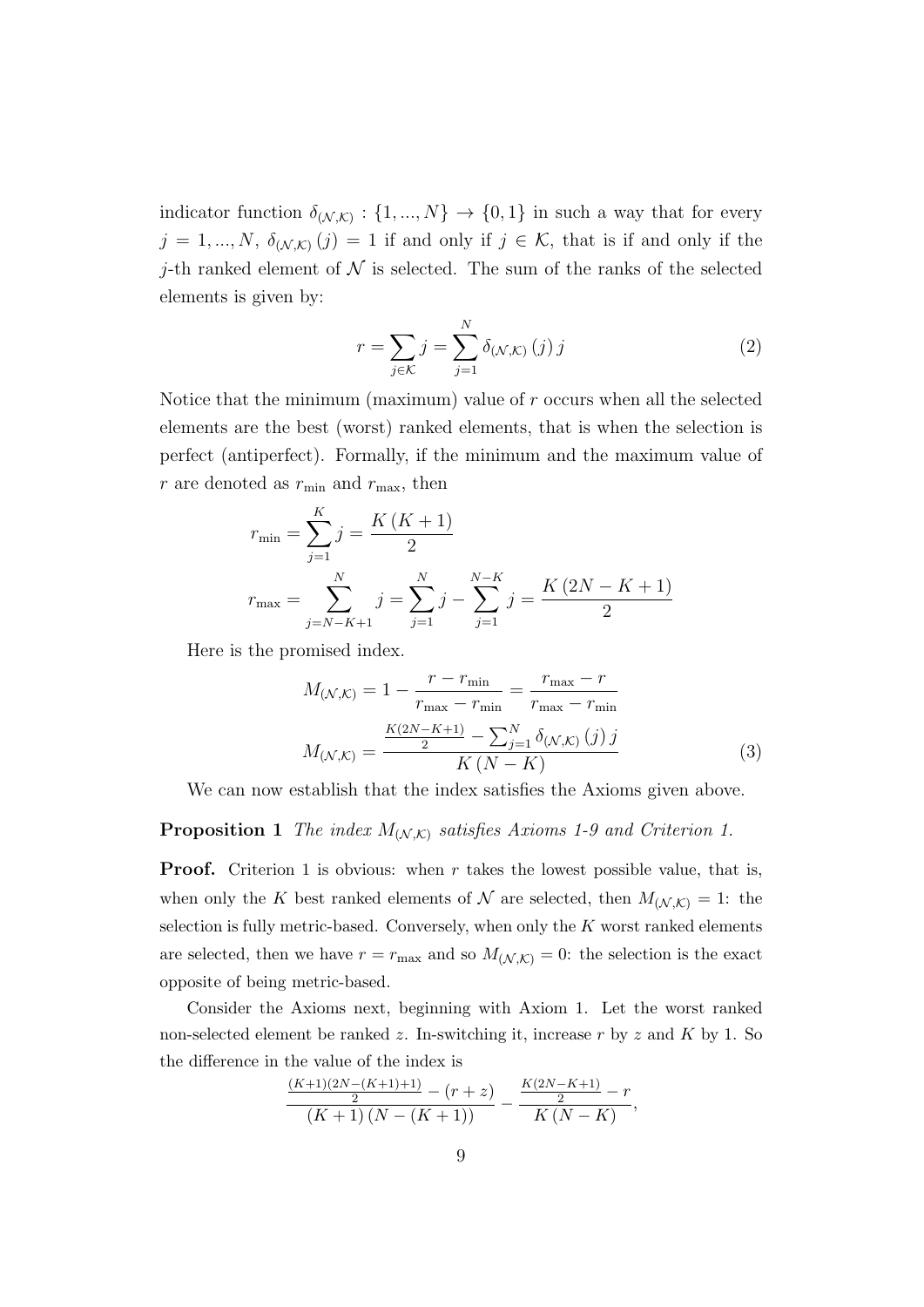indicator function $\delta_{(\mathcal{N},\mathcal{K})} : \{1, ..., N\} \to \{0, 1\}$ in such a way that for every $j = 1, ..., N$, $\delta_{(\mathcal{N},\mathcal{K})}(j) = 1$ if and only if $j \in \mathcal{K}$, that is if and only if the $j$-th ranked element of $\mathcal{N}$ is selected. The sum of the ranks of the selected elements is given by:

$$r = \sum_{j \in \mathcal{K}} j = \sum_{j=1}^{N} \delta_{(\mathcal{N},\mathcal{K})}(j)\, j \tag{2}$$

Notice that the minimum (maximum) value of $r$ occurs when all the selected elements are the best (worst) ranked elements, that is when the selection is perfect (antiperfect). Formally, if the minimum and the maximum value of $r$ are denoted as $r_{\min}$ and $r_{\max}$, then

$$r_{\min} = \sum_{j=1}^{K} j = \frac{K(K+1)}{2}$$

$$r_{\max} = \sum_{j=N-K+1}^{N} j = \sum_{j=1}^{N} j - \sum_{j=1}^{N-K} j = \frac{K(2N-K+1)}{2}$$

Here is the promised index.

$$M_{(\mathcal{N},\mathcal{K})} = 1 - \frac{r - r_{\min}}{r_{\max} - r_{\min}} = \frac{r_{\max} - r}{r_{\max} - r_{\min}}$$

$$M_{(\mathcal{N},\mathcal{K})} = \frac{\frac{K(2N-K+1)}{2} - \sum_{j=1}^{N} \delta_{(\mathcal{N},\mathcal{K})}(j)\, j}{K(N-K)} \tag{3}$$

We can now establish that the index satisfies the Axioms given above.

**Proposition 1** *The index $M_{(\mathcal{N},\mathcal{K})}$ satisfies Axioms 1-9 and Criterion 1.*

**Proof.** Criterion 1 is obvious: when $r$ takes the lowest possible value, that is, when only the $K$ best ranked elements of $\mathcal{N}$ are selected, then $M_{(\mathcal{N},\mathcal{K})} = 1$: the selection is fully metric-based. Conversely, when only the $K$ worst ranked elements are selected, then we have $r = r_{\max}$ and so $M_{(\mathcal{N},\mathcal{K})} = 0$: the selection is the exact opposite of being metric-based.

Consider the Axioms next, beginning with Axiom 1. Let the worst ranked non-selected element be ranked $z$. In-switching it, increase $r$ by $z$ and $K$ by 1. So the difference in the value of the index is

$$\frac{\frac{(K+1)(2N-(K+1)+1)}{2} - (r+z)}{(K+1)(N-(K+1))} - \frac{\frac{K(2N-K+1)}{2} - r}{K(N-K)},$$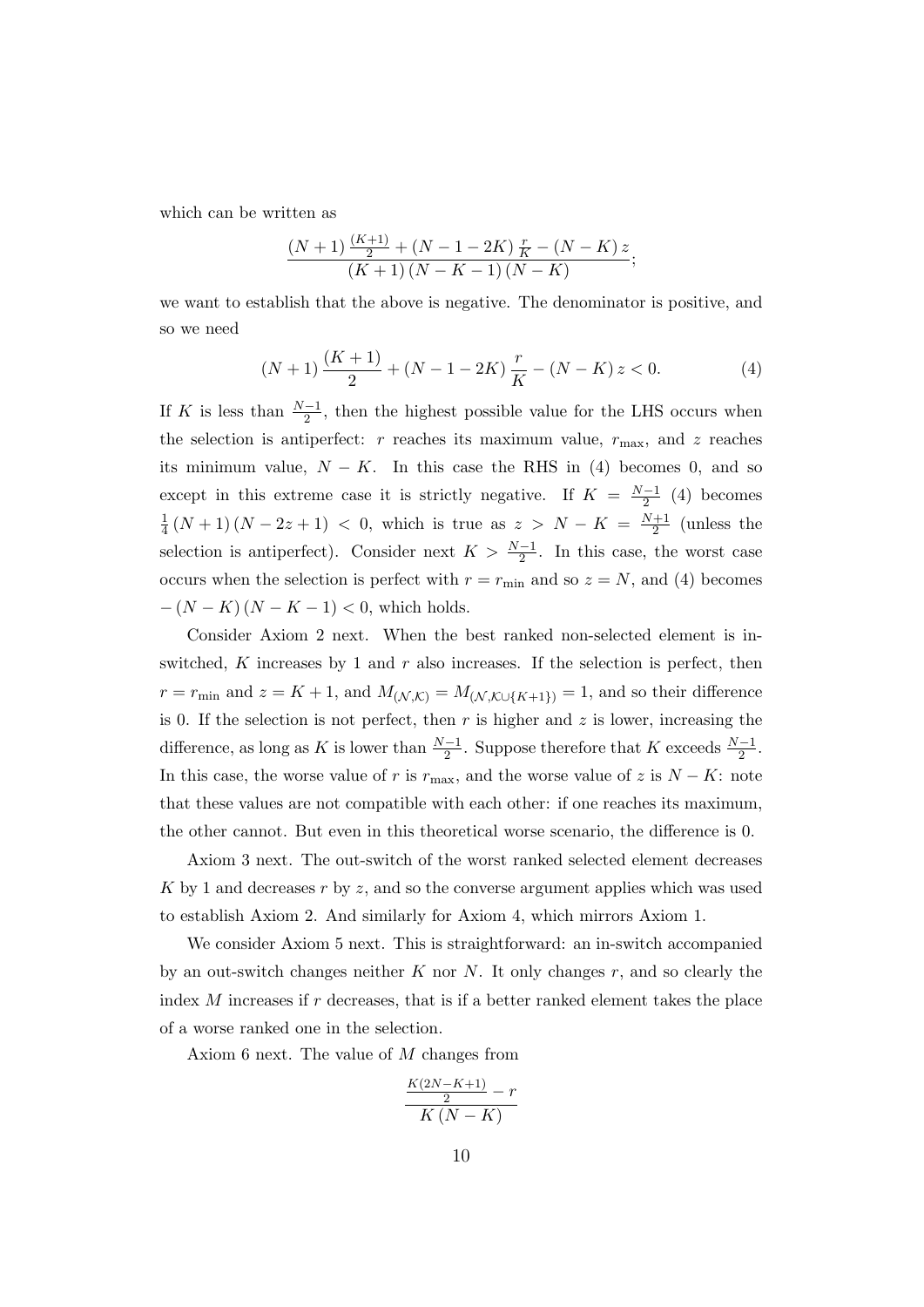which can be written as

$$\frac{(N+1)\frac{(K+1)}{2} + (N-1-2K)\frac{r}{K} - (N-K)z}{(K+1)(N-K-1)(N-K)};$$

we want to establish that the above is negative. The denominator is positive, and so we need

$$(N+1)\frac{(K+1)}{2} + (N-1-2K)\frac{r}{K} - (N-K)z < 0. \tag{4}$$

If $K$ is less than $\frac{N-1}{2}$, then the highest possible value for the LHS occurs when the selection is antiperfect: $r$ reaches its maximum value, $r_{\max}$, and $z$ reaches its minimum value, $N-K$. In this case the RHS in (4) becomes 0, and so except in this extreme case it is strictly negative. If $K = \frac{N-1}{2}$ (4) becomes $\frac{1}{4}(N+1)(N-2z+1) < 0$, which is true as $z > N-K = \frac{N+1}{2}$ (unless the selection is antiperfect). Consider next $K > \frac{N-1}{2}$. In this case, the worst case occurs when the selection is perfect with $r = r_{\min}$ and so $z = N$, and (4) becomes $-(N-K)(N-K-1) < 0$, which holds.

Consider Axiom 2 next. When the best ranked non-selected element is in-switched, $K$ increases by 1 and $r$ also increases. If the selection is perfect, then $r = r_{\min}$ and $z = K+1$, and $M_{(\mathcal{N},\mathcal{K})} = M_{(\mathcal{N},\mathcal{K}\cup\{K+1\})} = 1$, and so their difference is 0. If the selection is not perfect, then $r$ is higher and $z$ is lower, increasing the difference, as long as $K$ is lower than $\frac{N-1}{2}$. Suppose therefore that $K$ exceeds $\frac{N-1}{2}$. In this case, the worse value of $r$ is $r_{\max}$, and the worse value of $z$ is $N-K$: note that these values are not compatible with each other: if one reaches its maximum, the other cannot. But even in this theoretical worse scenario, the difference is 0.

Axiom 3 next. The out-switch of the worst ranked selected element decreases $K$ by 1 and decreases $r$ by $z$, and so the converse argument applies which was used to establish Axiom 2. And similarly for Axiom 4, which mirrors Axiom 1.

We consider Axiom 5 next. This is straightforward: an in-switch accompanied by an out-switch changes neither $K$ nor $N$. It only changes $r$, and so clearly the index $M$ increases if $r$ decreases, that is if a better ranked element takes the place of a worse ranked one in the selection.

Axiom 6 next. The value of $M$ changes from

$$\frac{\frac{K(2N-K+1)}{2} - r}{K(N-K)}$$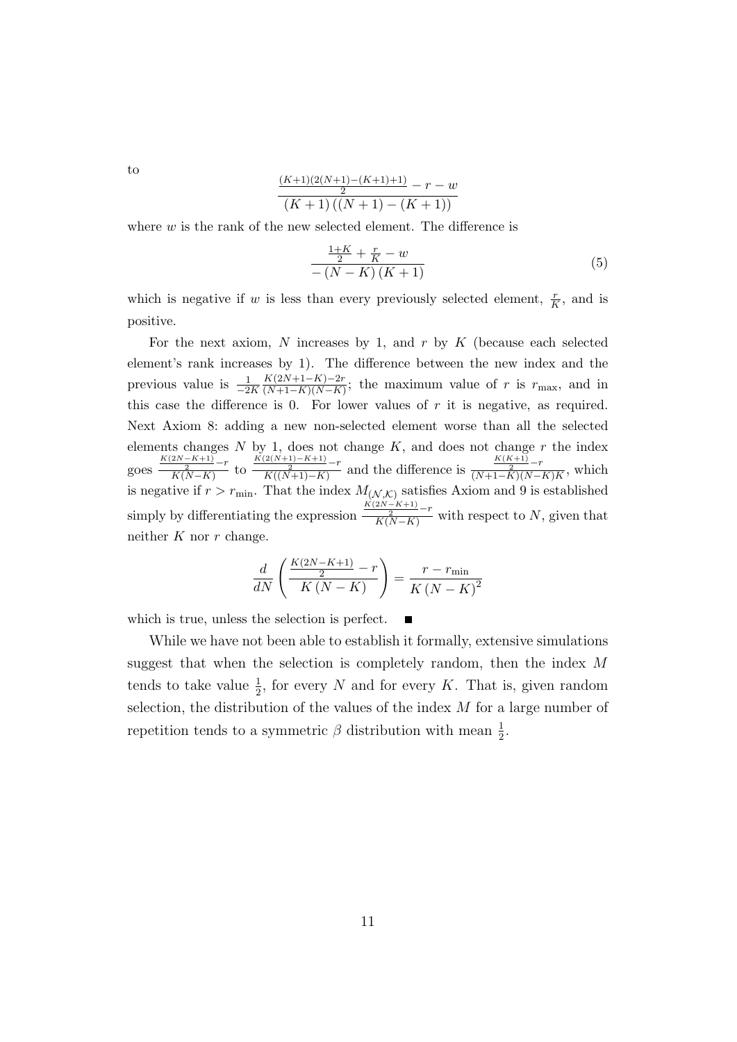to

$$\frac{\frac{(K+1)(2(N+1)-(K+1)+1)}{2}-r-w}{(K+1)\left((N+1)-(K+1)\right)}$$

where $w$ is the rank of the new selected element. The difference is

$$\frac{\frac{1+K}{2}+\frac{r}{K}-w}{-(N-K)(K+1)} \tag{5}$$

which is negative if $w$ is less than every previously selected element, $\frac{r}{K}$, and is positive.

For the next axiom, $N$ increases by 1, and $r$ by $K$ (because each selected element's rank increases by 1). The difference between the new index and the previous value is $\frac{1}{-2K}\frac{K(2N+1-K)-2r}{(N+1-K)(N-K)}$; the maximum value of $r$ is $r_{\max}$, and in this case the difference is 0. For lower values of $r$ it is negative, as required. Next Axiom 8: adding a new non-selected element worse than all the selected elements changes $N$ by 1, does not change $K$, and does not change $r$ the index goes $\frac{\frac{K(2N-K+1)}{2}-r}{K(N-K)}$ to $\frac{\frac{K(2(N+1)-K+1)}{2}-r}{K((N+1)-K)}$ and the difference is $\frac{\frac{K(K+1)}{2}-r}{(N+1-K)(N-K)K}$, which is negative if $r > r_{\min}$. That the index $M_{(\mathcal{N},\mathcal{K})}$ satisfies Axiom and 9 is established simply by differentiating the expression $\frac{\frac{K(2N-K+1)}{2}-r}{K(N-K)}$ with respect to $N$, given that neither $K$ nor $r$ change.

$$\frac{d}{dN}\left(\frac{\frac{K(2N-K+1)}{2}-r}{K\left(N-K\right)}\right)=\frac{r-r_{\min}}{K\left(N-K\right)^{2}}$$

which is true, unless the selection is perfect. ∎

While we have not been able to establish it formally, extensive simulations suggest that when the selection is completely random, then the index $M$ tends to take value $\frac{1}{2}$, for every $N$ and for every $K$. That is, given random selection, the distribution of the values of the index $M$ for a large number of repetition tends to a symmetric $\beta$ distribution with mean $\frac{1}{2}$.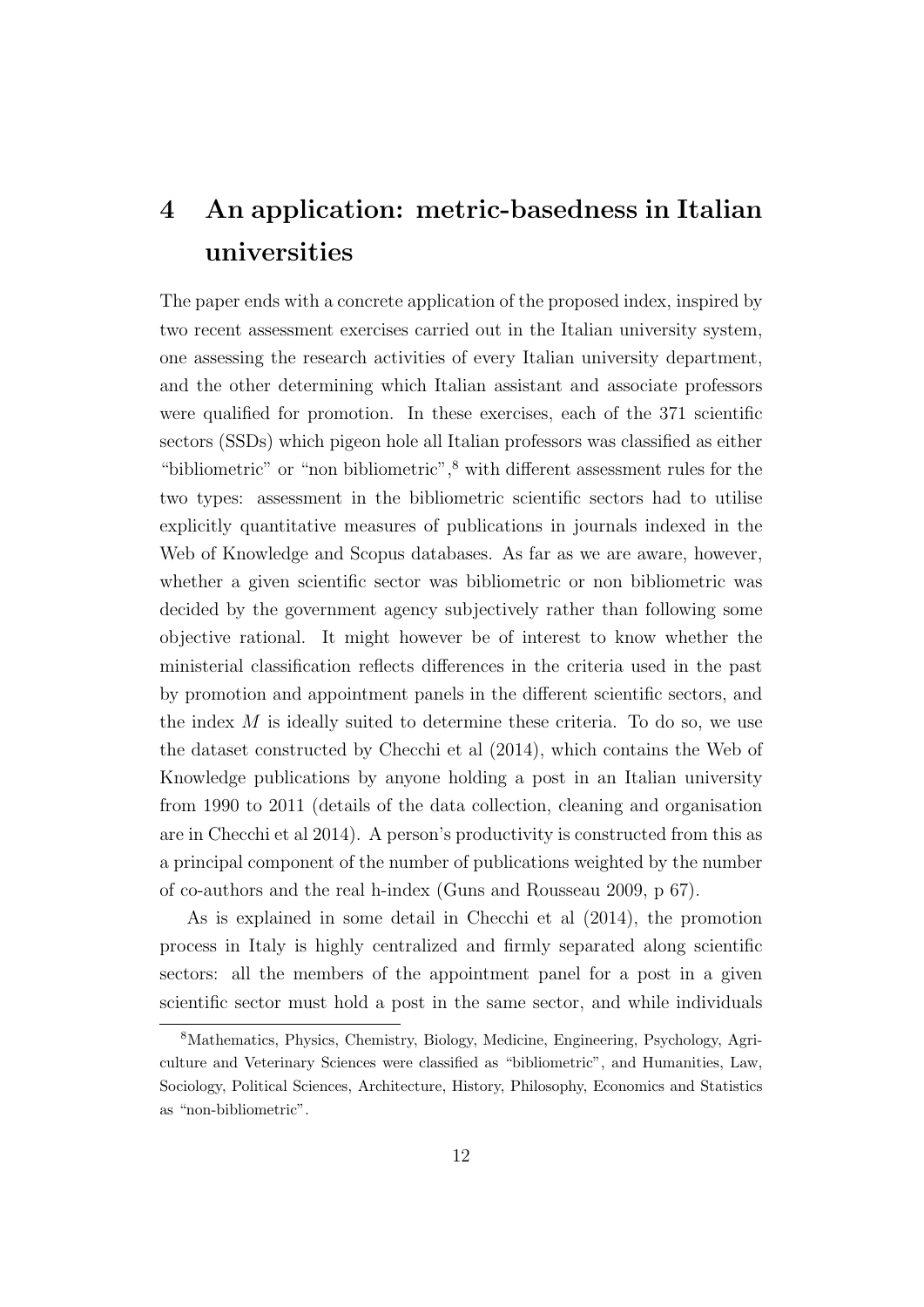# 4 An application: metric-basedness in Italian universities

The paper ends with a concrete application of the proposed index, inspired by two recent assessment exercises carried out in the Italian university system, one assessing the research activities of every Italian university department, and the other determining which Italian assistant and associate professors were qualified for promotion. In these exercises, each of the 371 scientific sectors (SSDs) which pigeon hole all Italian professors was classified as either "bibliometric" or "non bibliometric",[8] with different assessment rules for the two types: assessment in the bibliometric scientific sectors had to utilise explicitly quantitative measures of publications in journals indexed in the Web of Knowledge and Scopus databases. As far as we are aware, however, whether a given scientific sector was bibliometric or non bibliometric was decided by the government agency subjectively rather than following some objective rational. It might however be of interest to know whether the ministerial classification reflects differences in the criteria used in the past by promotion and appointment panels in the different scientific sectors, and the index $M$ is ideally suited to determine these criteria. To do so, we use the dataset constructed by Checchi et al (2014), which contains the Web of Knowledge publications by anyone holding a post in an Italian university from 1990 to 2011 (details of the data collection, cleaning and organisation are in Checchi et al 2014). A person's productivity is constructed from this as a principal component of the number of publications weighted by the number of co-authors and the real h-index (Guns and Rousseau 2009, p 67).

As is explained in some detail in Checchi et al (2014), the promotion process in Italy is highly centralized and firmly separated along scientific sectors: all the members of the appointment panel for a post in a given scientific sector must hold a post in the same sector, and while individuals

[8] Mathematics, Physics, Chemistry, Biology, Medicine, Engineering, Psychology, Agriculture and Veterinary Sciences were classified as "bibliometric", and Humanities, Law, Sociology, Political Sciences, Architecture, History, Philosophy, Economics and Statistics as "non-bibliometric".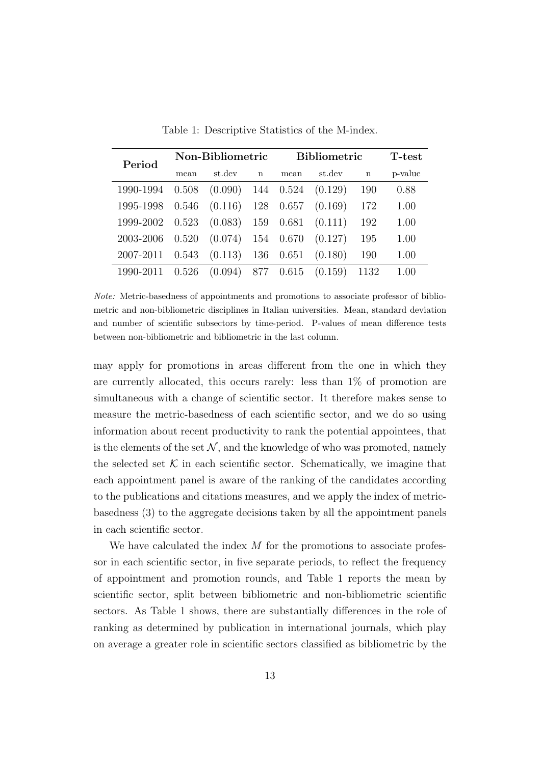Table 1: Descriptive Statistics of the M-index.

| Period | Non-Bibliometric | | | Bibliometric | | | T-test |
|---|---|---|---|---|---|---|---|
| | mean | st.dev | n | mean | st.dev | n | p-value |
| 1990-1994 | 0.508 | (0.090) | 144 | 0.524 | (0.129) | 190 | 0.88 |
| 1995-1998 | 0.546 | (0.116) | 128 | 0.657 | (0.169) | 172 | 1.00 |
| 1999-2002 | 0.523 | (0.083) | 159 | 0.681 | (0.111) | 192 | 1.00 |
| 2003-2006 | 0.520 | (0.074) | 154 | 0.670 | (0.127) | 195 | 1.00 |
| 2007-2011 | 0.543 | (0.113) | 136 | 0.651 | (0.180) | 190 | 1.00 |
| 1990-2011 | 0.526 | (0.094) | 877 | 0.615 | (0.159) | 1132 | 1.00 |

*Note:* Metric-basedness of appointments and promotions to associate professor of bibliometric and non-bibliometric disciplines in Italian universities. Mean, standard deviation and number of scientific subsectors by time-period. P-values of mean difference tests between non-bibliometric and bibliometric in the last column.

may apply for promotions in areas different from the one in which they are currently allocated, this occurs rarely: less than 1% of promotion are simultaneous with a change of scientific sector. It therefore makes sense to measure the metric-basedness of each scientific sector, and we do so using information about recent productivity to rank the potential appointees, that is the elements of the set $\mathcal{N}$, and the knowledge of who was promoted, namely the selected set $\mathcal{K}$ in each scientific sector. Schematically, we imagine that each appointment panel is aware of the ranking of the candidates according to the publications and citations measures, and we apply the index of metric-basedness (3) to the aggregate decisions taken by all the appointment panels in each scientific sector.

We have calculated the index $M$ for the promotions to associate professor in each scientific sector, in five separate periods, to reflect the frequency of appointment and promotion rounds, and Table 1 reports the mean by scientific sector, split between bibliometric and non-bibliometric scientific sectors. As Table 1 shows, there are substantially differences in the role of ranking as determined by publication in international journals, which play on average a greater role in scientific sectors classified as bibliometric by the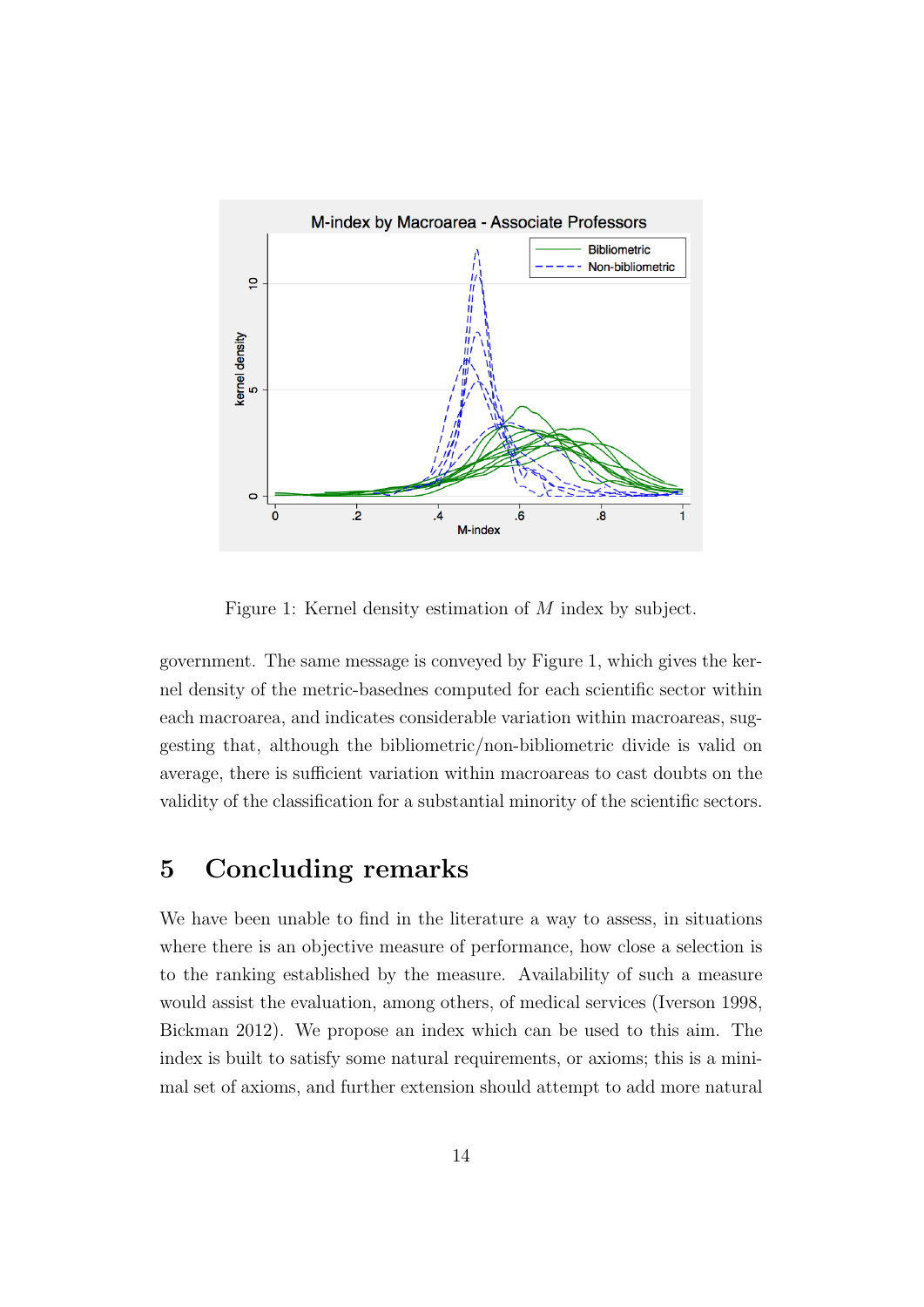Figure 1: Kernel density estimation of $M$ index by subject.

government. The same message is conveyed by Figure 1, which gives the kernel density of the metric-basednes computed for each scientific sector within each macroarea, and indicates considerable variation within macroareas, suggesting that, although the bibliometric/non-bibliometric divide is valid on average, there is sufficient variation within macroareas to cast doubts on the validity of the classification for a substantial minority of the scientific sectors.

# 5 Concluding remarks

We have been unable to find in the literature a way to assess, in situations where there is an objective measure of performance, how close a selection is to the ranking established by the measure. Availability of such a measure would assist the evaluation, among others, of medical services (Iverson 1998, Bickman 2012). We propose an index which can be used to this aim. The index is built to satisfy some natural requirements, or axioms; this is a minimal set of axioms, and further extension should attempt to add more natural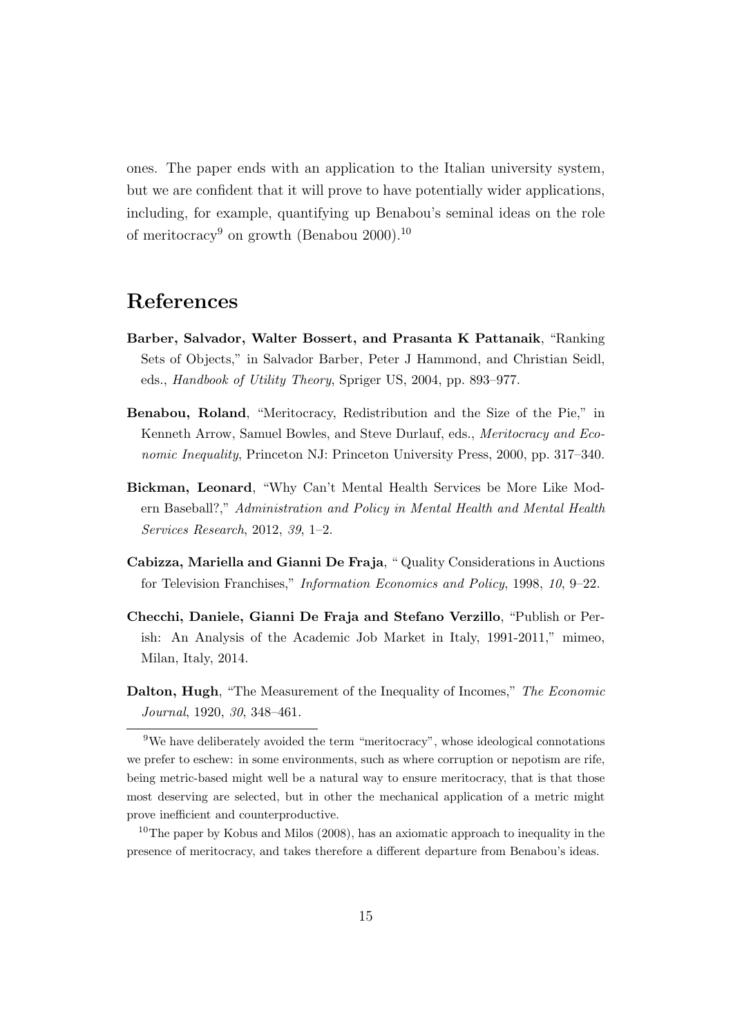ones. The paper ends with an application to the Italian university system, but we are confident that it will prove to have potentially wider applications, including, for example, quantifying up Benabou's seminal ideas on the role of meritocracy[9] on growth (Benabou 2000).[10]

## References

**Barber, Salvador, Walter Bossert, and Prasanta K Pattanaik**, "Ranking Sets of Objects," in Salvador Barber, Peter J Hammond, and Christian Seidl, eds., *Handbook of Utility Theory*, Spriger US, 2004, pp. 893–977.

**Benabou, Roland**, "Meritocracy, Redistribution and the Size of the Pie," in Kenneth Arrow, Samuel Bowles, and Steve Durlauf, eds., *Meritocracy and Economic Inequality*, Princeton NJ: Princeton University Press, 2000, pp. 317–340.

**Bickman, Leonard**, "Why Can't Mental Health Services be More Like Modern Baseball?," *Administration and Policy in Mental Health and Mental Health Services Research*, 2012, *39*, 1–2.

**Cabizza, Mariella and Gianni De Fraja**, " Quality Considerations in Auctions for Television Franchises," *Information Economics and Policy*, 1998, *10*, 9–22.

**Checchi, Daniele, Gianni De Fraja and Stefano Verzillo**, "Publish or Perish: An Analysis of the Academic Job Market in Italy, 1991-2011," mimeo, Milan, Italy, 2014.

**Dalton, Hugh**, "The Measurement of the Inequality of Incomes," *The Economic Journal*, 1920, *30*, 348–461.

---

[9] We have deliberately avoided the term "meritocracy", whose ideological connotations we prefer to eschew: in some environments, such as where corruption or nepotism are rife, being metric-based might well be a natural way to ensure meritocracy, that is that those most deserving are selected, but in other the mechanical application of a metric might prove inefficient and counterproductive.

[10] The paper by Kobus and Milos (2008), has an axiomatic approach to inequality in the presence of meritocracy, and takes therefore a different departure from Benabou's ideas.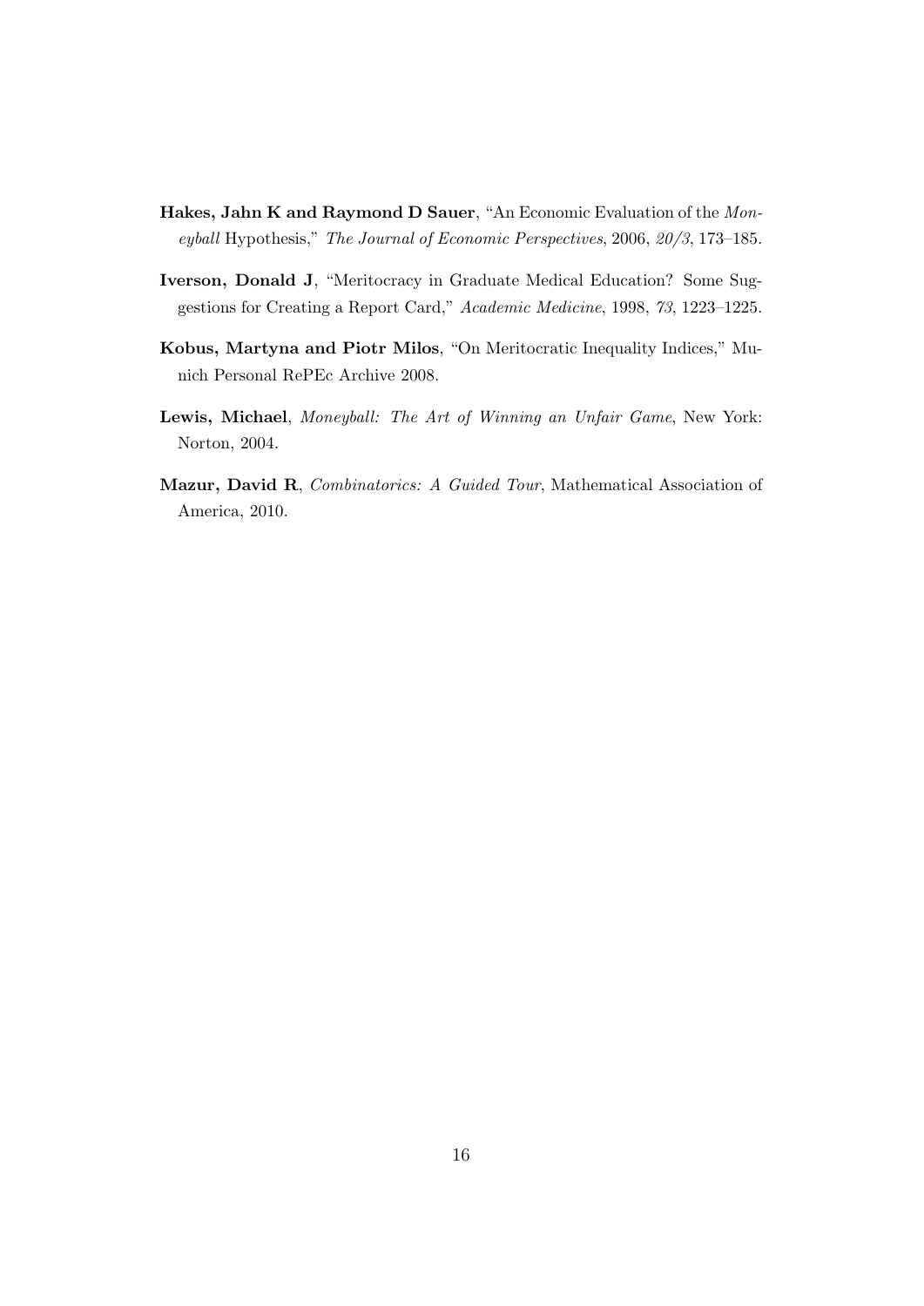**Hakes, Jahn K and Raymond D Sauer**, "An Economic Evaluation of the *Moneyball* Hypothesis," *The Journal of Economic Perspectives*, 2006, *20/3*, 173–185.

**Iverson, Donald J**, "Meritocracy in Graduate Medical Education? Some Suggestions for Creating a Report Card," *Academic Medicine*, 1998, *73*, 1223–1225.

**Kobus, Martyna and Piotr Milos**, "On Meritocratic Inequality Indices," Munich Personal RePEc Archive 2008.

**Lewis, Michael**, *Moneyball: The Art of Winning an Unfair Game*, New York: Norton, 2004.

**Mazur, David R**, *Combinatorics: A Guided Tour*, Mathematical Association of America, 2010.